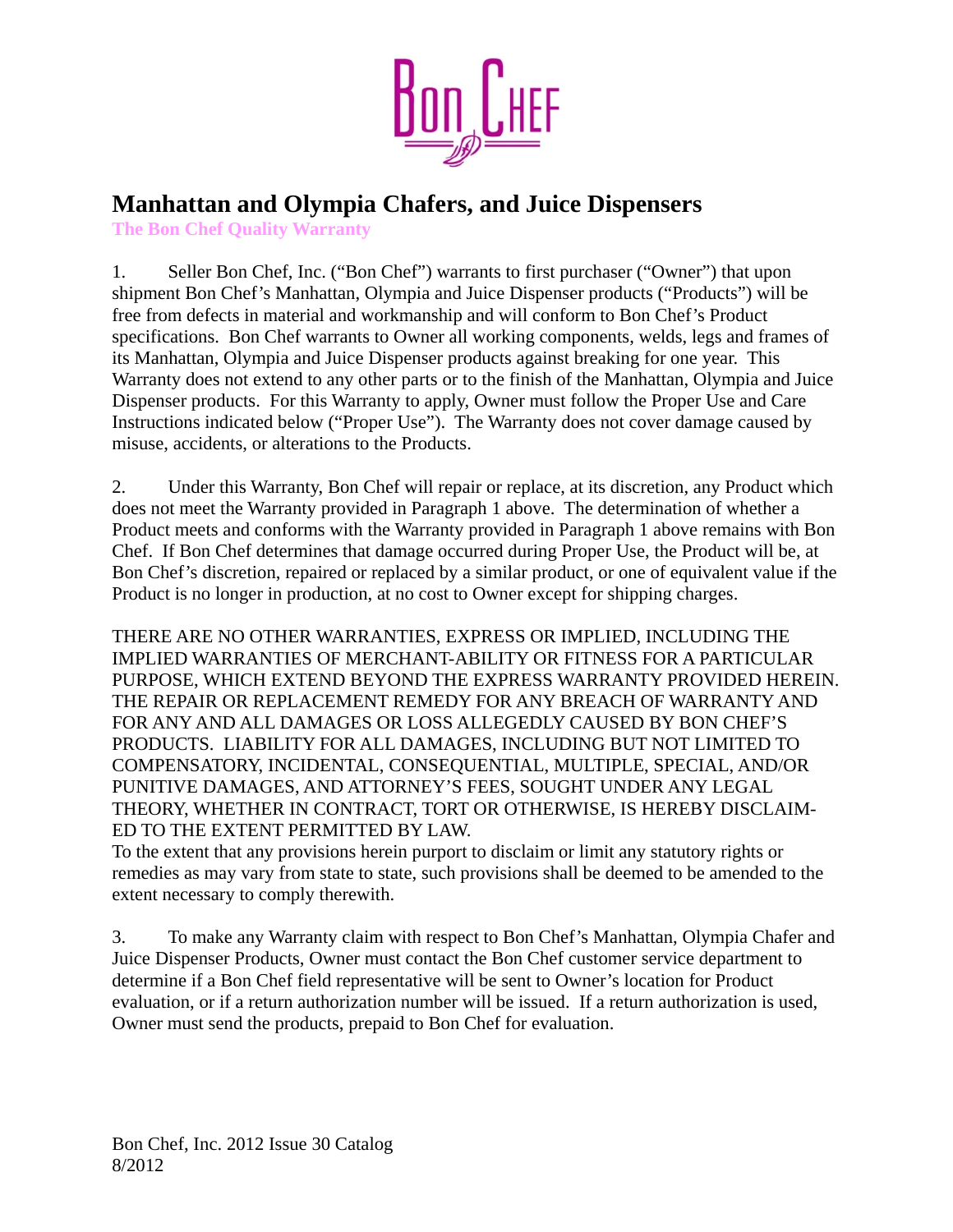# Manhattan and Olympia Chafers, and Juice Dispensers

**The Bon Chef Quality Warranty**

1. Seller Bon Chef, Inc. ("Bon Chef") warrants to first purchaser ("Owner") that upon shipment Bon Chef's Manhattan, Olympia and Juice Dispenser products ("Products") will be free from defects in material and workmanship and will conform to Bon Chef's Product specifications. Bon Chef warrants to Owner all working components, welds, legs and frames of its Manhattan, Olympia and Juice Dispenser products against breaking for one year. This Warranty does not extend to any other parts or to the finish of the Manhattan, Olympia and Juice Dispenser products. For this Warranty to apply, Owner must follow the Proper Use and Care Instructions indicated below ("Proper Use"). The Warranty does not cover damage caused by misuse, accidents, or alterations to the Products.

2. Under this Warranty, Bon Chef will repair or replace, at its discretion, any Product which does not meet the Warranty provided in Paragraph 1 above. The determination of whether a Product meets and conforms with the Warranty provided in Paragraph 1 above remains with Bon Chef. If Bon Chef determines that damage occurred during Proper Use, the Product will be, at Bon Chef's discretion, repaired or replaced by a similar product, or one of equivalent value if the Product is no longer in production, at no cost to Owner except for shipping charges.

THERE ARE NO OTHER WARRANTIES, EXPRESS OR IMPLIED, INCLUDING THE IMPLIED WARRANTIES OF MERCHANT-ABILITY OR FITNESS FOR A PARTICULAR PURPOSE, WHICH EXTEND BEYOND THE EXPRESS WARRANTY PROVIDED HEREIN. THE REPAIR OR REPLACEMENT REMEDY FOR ANY BREACH OF WARRANTY AND FOR ANY AND ALL DAMAGES OR LOSS ALLEGEDLY CAUSED BY BON CHEF'S PRODUCTS. LIABILITY FOR ALL DAMAGES, INCLUDING BUT NOT LIMITED TO COMPENSATORY, INCIDENTAL, CONSEQUENTIAL, MULTIPLE, SPECIAL, AND/OR PUNITIVE DAMAGES, AND ATTORNEY'S FEES, SOUGHT UNDER ANY LEGAL THEORY, WHETHER IN CONTRACT, TORT OR OTHERWISE, IS HEREBY DISCLAIM-ED TO THE EXTENT PERMITTED BY LAW.

To the extent that any provisions herein purport to disclaim or limit any statutory rights or remedies as may vary from state to state, such provisions shall be deemed to be amended to the extent necessary to comply therewith.

3. To make any Warranty claim with respect to Bon Chef's Manhattan, Olympia Chafer and Juice Dispenser Products, Owner must contact the Bon Chef customer service department to determine if a Bon Chef field representative will be sent to Owner's location for Product evaluation, or if a return authorization number will be issued. If a return authorization is used, Owner must send the products, prepaid to Bon Chef for evaluation.

Bon Chef, Inc. 2012 Issue 30 Catalog
8/2012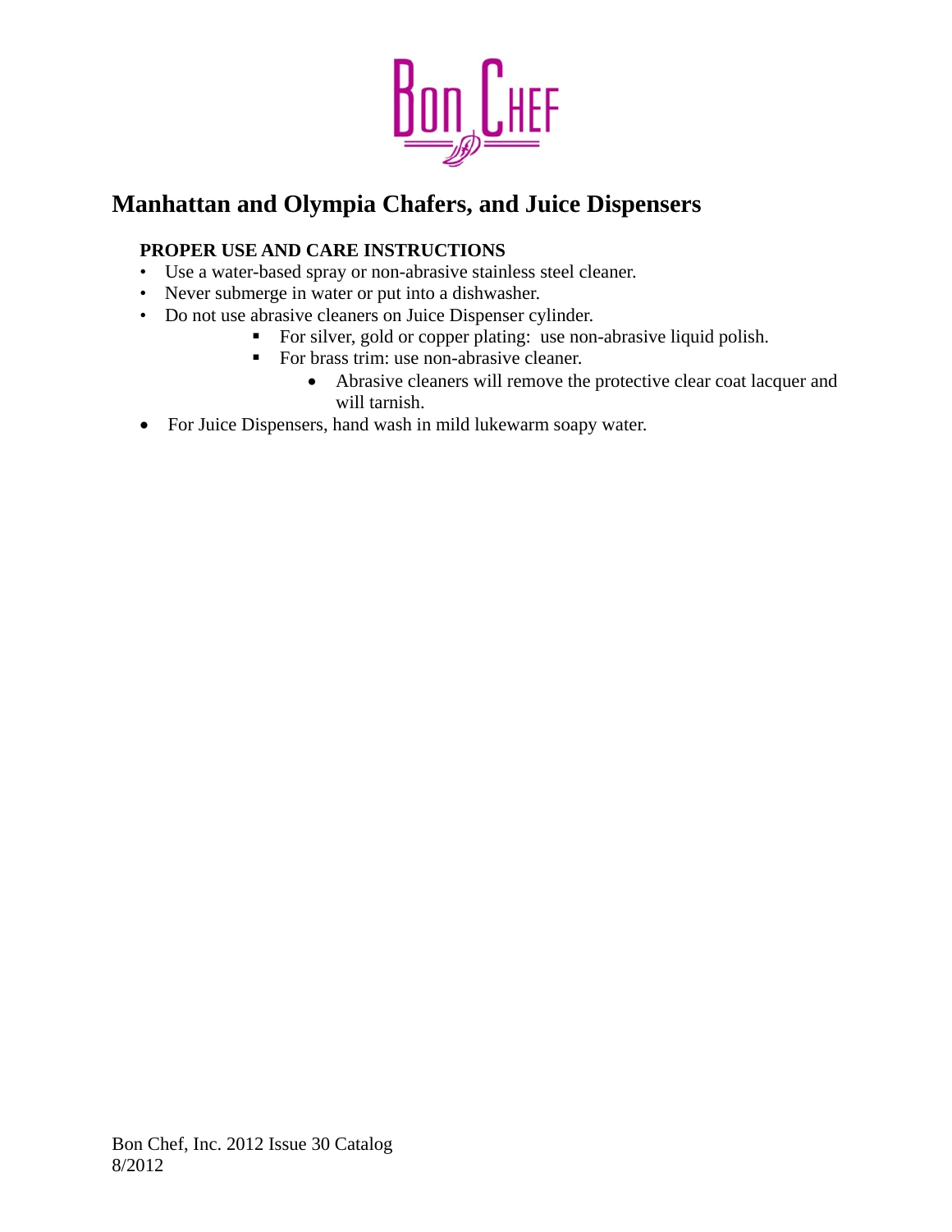Bon Chef

# Manhattan and Olympia Chafers, and Juice Dispensers

**PROPER USE AND CARE INSTRUCTIONS**

- Use a water-based spray or non-abrasive stainless steel cleaner.
- Never submerge in water or put into a dishwasher.
- Do not use abrasive cleaners on Juice Dispenser cylinder.
    - For silver, gold or copper plating: use non-abrasive liquid polish.
    - For brass trim: use non-abrasive cleaner.
        - Abrasive cleaners will remove the protective clear coat lacquer and will tarnish.
- For Juice Dispensers, hand wash in mild lukewarm soapy water.

Bon Chef, Inc. 2012 Issue 30 Catalog
8/2012